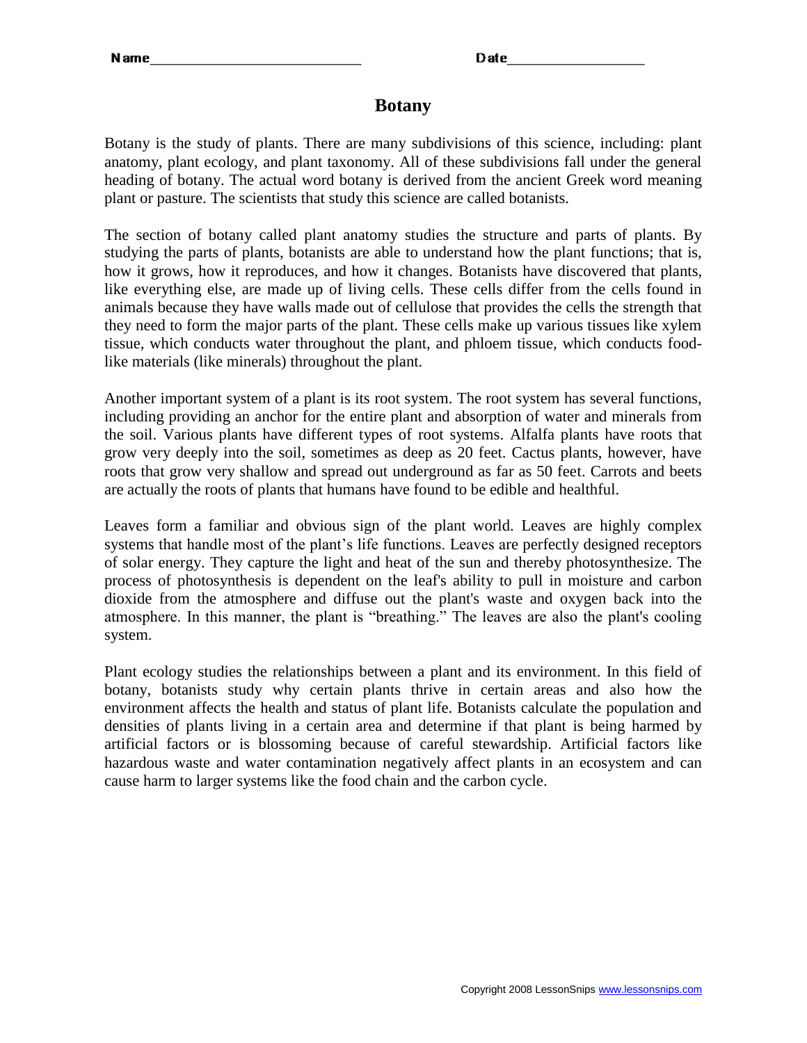Name____________________________ Date__________________

# Botany

Botany is the study of plants. There are many subdivisions of this science, including: plant anatomy, plant ecology, and plant taxonomy. All of these subdivisions fall under the general heading of botany. The actual word botany is derived from the ancient Greek word meaning plant or pasture. The scientists that study this science are called botanists.

The section of botany called plant anatomy studies the structure and parts of plants. By studying the parts of plants, botanists are able to understand how the plant functions; that is, how it grows, how it reproduces, and how it changes. Botanists have discovered that plants, like everything else, are made up of living cells. These cells differ from the cells found in animals because they have walls made out of cellulose that provides the cells the strength that they need to form the major parts of the plant. These cells make up various tissues like xylem tissue, which conducts water throughout the plant, and phloem tissue, which conducts food-like materials (like minerals) throughout the plant.

Another important system of a plant is its root system. The root system has several functions, including providing an anchor for the entire plant and absorption of water and minerals from the soil. Various plants have different types of root systems. Alfalfa plants have roots that grow very deeply into the soil, sometimes as deep as 20 feet. Cactus plants, however, have roots that grow very shallow and spread out underground as far as 50 feet. Carrots and beets are actually the roots of plants that humans have found to be edible and healthful.

Leaves form a familiar and obvious sign of the plant world. Leaves are highly complex systems that handle most of the plant's life functions. Leaves are perfectly designed receptors of solar energy. They capture the light and heat of the sun and thereby photosynthesize. The process of photosynthesis is dependent on the leaf's ability to pull in moisture and carbon dioxide from the atmosphere and diffuse out the plant's waste and oxygen back into the atmosphere. In this manner, the plant is "breathing." The leaves are also the plant's cooling system.

Plant ecology studies the relationships between a plant and its environment. In this field of botany, botanists study why certain plants thrive in certain areas and also how the environment affects the health and status of plant life. Botanists calculate the population and densities of plants living in a certain area and determine if that plant is being harmed by artificial factors or is blossoming because of careful stewardship. Artificial factors like hazardous waste and water contamination negatively affect plants in an ecosystem and can cause harm to larger systems like the food chain and the carbon cycle.

Copyright 2008 LessonSnips www.lessonsnips.com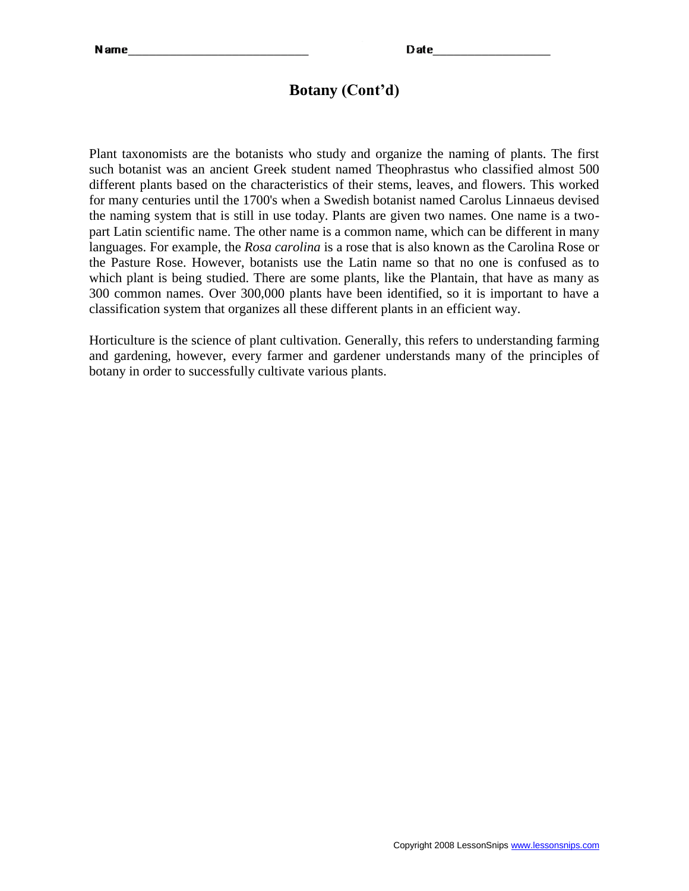Name_____________________________ Date__________________

# Botany (Cont'd)

Plant taxonomists are the botanists who study and organize the naming of plants. The first such botanist was an ancient Greek student named Theophrastus who classified almost 500 different plants based on the characteristics of their stems, leaves, and flowers. This worked for many centuries until the 1700's when a Swedish botanist named Carolus Linnaeus devised the naming system that is still in use today. Plants are given two names. One name is a two-part Latin scientific name. The other name is a common name, which can be different in many languages. For example, the *Rosa carolina* is a rose that is also known as the Carolina Rose or the Pasture Rose. However, botanists use the Latin name so that no one is confused as to which plant is being studied. There are some plants, like the Plantain, that have as many as 300 common names. Over 300,000 plants have been identified, so it is important to have a classification system that organizes all these different plants in an efficient way.

Horticulture is the science of plant cultivation. Generally, this refers to understanding farming and gardening, however, every farmer and gardener understands many of the principles of botany in order to successfully cultivate various plants.

Copyright 2008 LessonSnips www.lessonsnips.com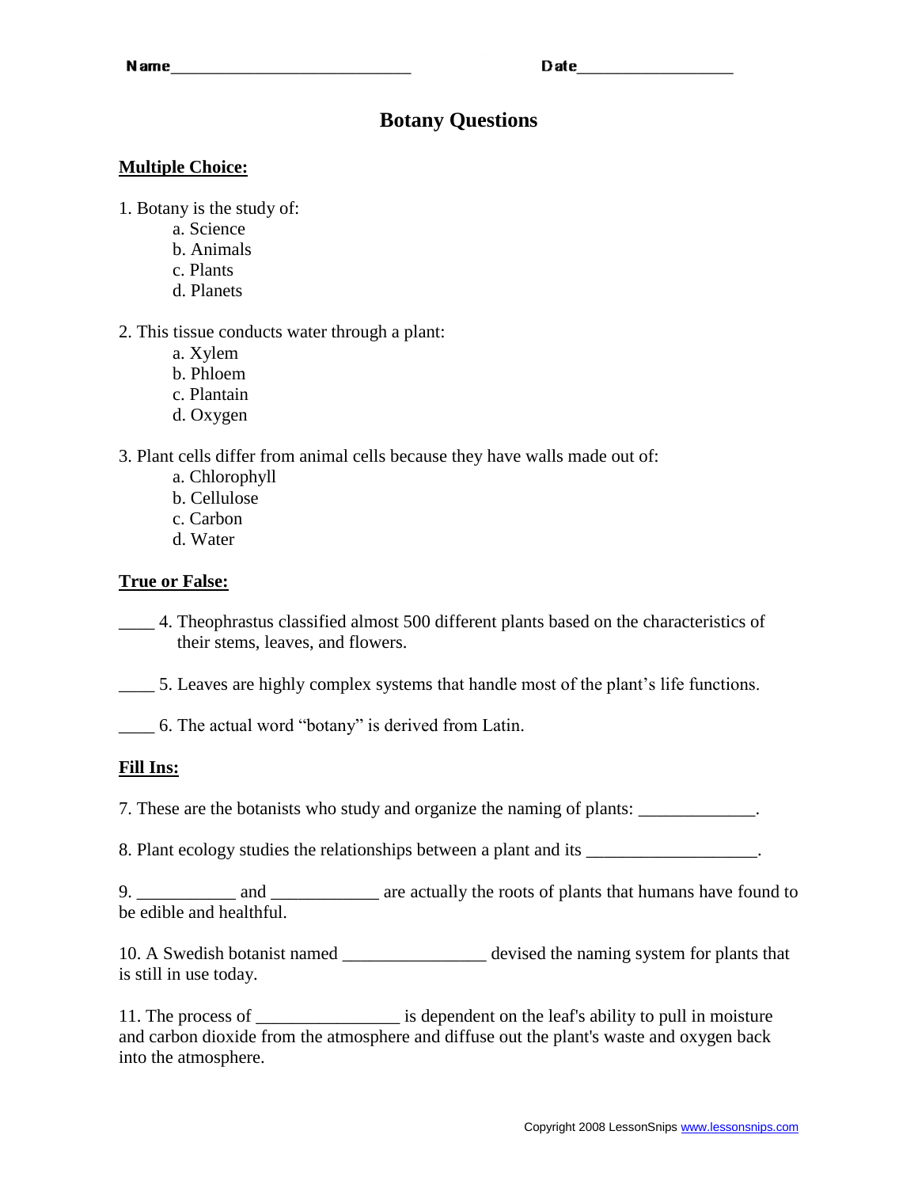Name____________________________ Date__________________

# Botany Questions

**Multiple Choice:**

1. Botany is the study of:
   a. Science
   b. Animals
   c. Plants
   d. Planets

2. This tissue conducts water through a plant:
   a. Xylem
   b. Phloem
   c. Plantain
   d. Oxygen

3. Plant cells differ from animal cells because they have walls made out of:
   a. Chlorophyll
   b. Cellulose
   c. Carbon
   d. Water

**True or False:**

____ 4. Theophrastus classified almost 500 different plants based on the characteristics of their stems, leaves, and flowers.

____ 5. Leaves are highly complex systems that handle most of the plant's life functions.

____ 6. The actual word "botany" is derived from Latin.

**Fill Ins:**

7. These are the botanists who study and organize the naming of plants: _____________.

8. Plant ecology studies the relationships between a plant and its ___________________.

9. ___________ and ____________ are actually the roots of plants that humans have found to be edible and healthful.

10. A Swedish botanist named ________________ devised the naming system for plants that is still in use today.

11. The process of ________________ is dependent on the leaf's ability to pull in moisture and carbon dioxide from the atmosphere and diffuse out the plant's waste and oxygen back into the atmosphere.

Copyright 2008 LessonSnips www.lessonsnips.com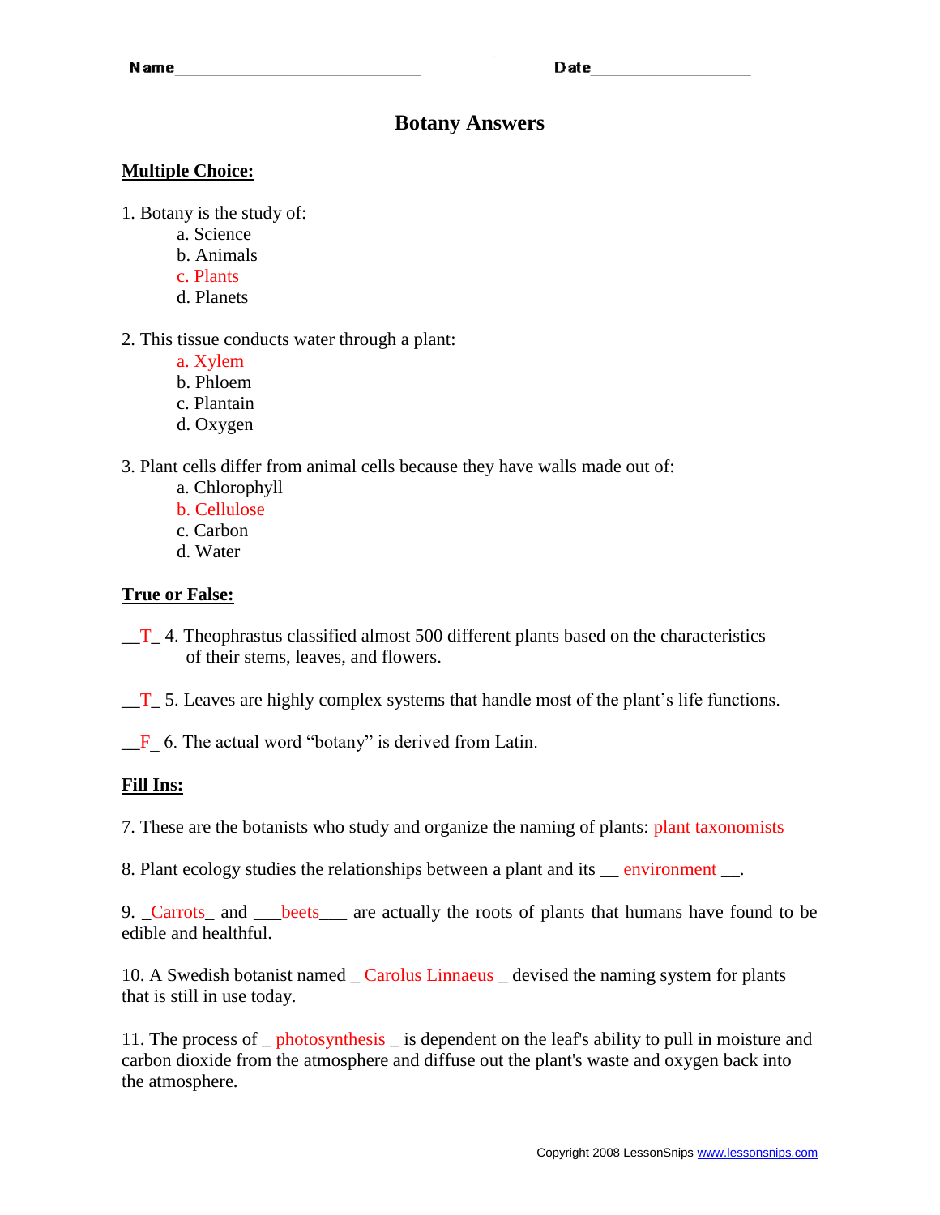Name_____________________________ Date__________________

# Botany Answers

**Multiple Choice:**

1. Botany is the study of:
   - a. Science
   - b. Animals
   - c. Plants
   - d. Planets

2. This tissue conducts water through a plant:
   - a. Xylem
   - b. Phloem
   - c. Plantain
   - d. Oxygen

3. Plant cells differ from animal cells because they have walls made out of:
   - a. Chlorophyll
   - b. Cellulose
   - c. Carbon
   - d. Water

**True or False:**

__T_ 4. Theophrastus classified almost 500 different plants based on the characteristics of their stems, leaves, and flowers.

__T_ 5. Leaves are highly complex systems that handle most of the plant's life functions.

__F_ 6. The actual word "botany" is derived from Latin.

**Fill Ins:**

7. These are the botanists who study and organize the naming of plants: plant taxonomists

8. Plant ecology studies the relationships between a plant and its __ environment __.

9. _Carrots_ and ___beets___ are actually the roots of plants that humans have found to be edible and healthful.

10. A Swedish botanist named _ Carolus Linnaeus _ devised the naming system for plants that is still in use today.

11. The process of _ photosynthesis _ is dependent on the leaf's ability to pull in moisture and carbon dioxide from the atmosphere and diffuse out the plant's waste and oxygen back into the atmosphere.

Copyright 2008 LessonSnips www.lessonsnips.com